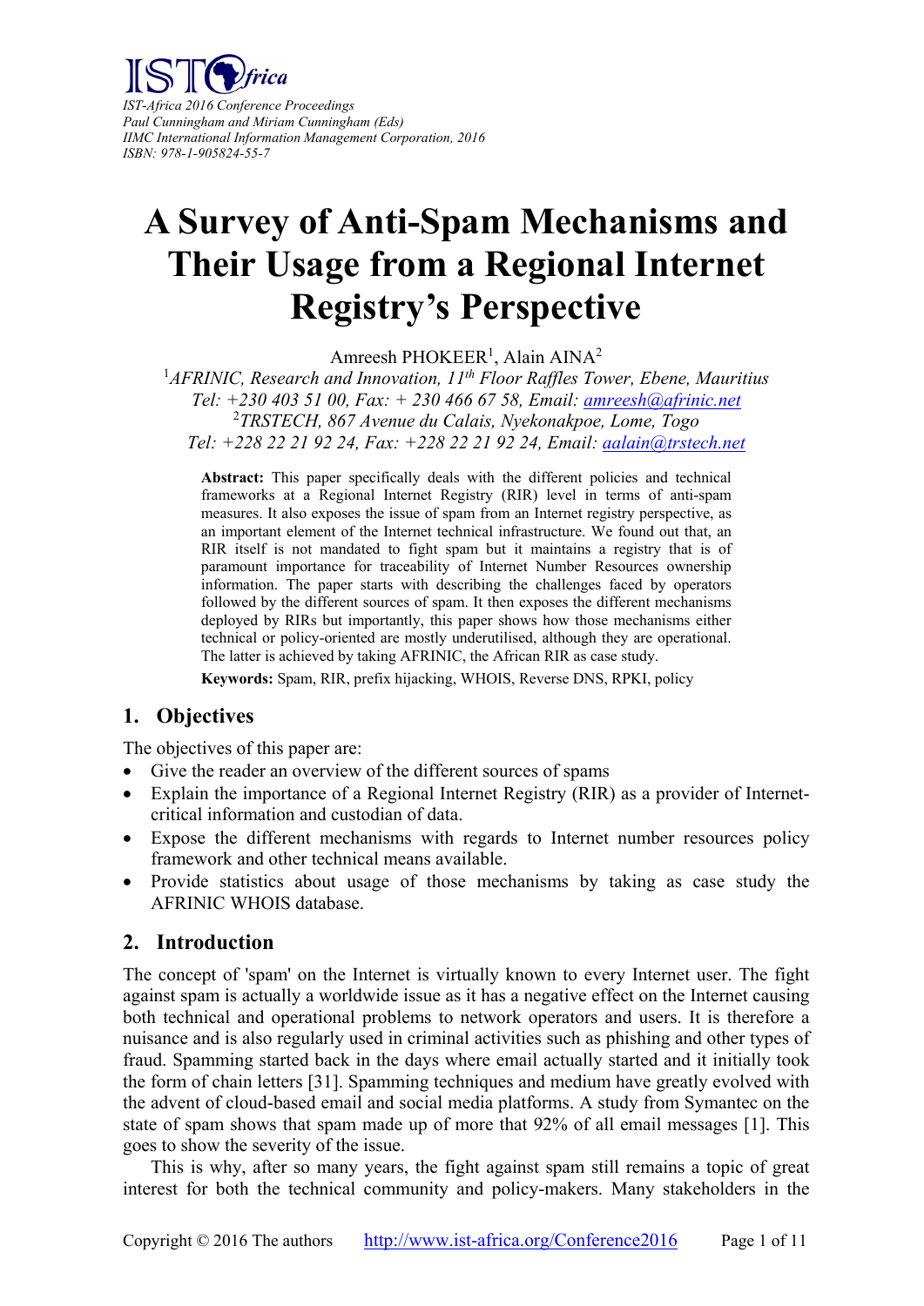IST-Africa 2016 Conference Proceedings
Paul Cunningham and Miriam Cunningham (Eds)
IIMC International Information Management Corporation, 2016
ISBN: 978-1-905824-55-7

# A Survey of Anti-Spam Mechanisms and Their Usage from a Regional Internet Registry's Perspective

Amreesh PHOKEER[1], Alain AINA[2]

[1]*AFRINIC, Research and Innovation, 11th Floor Raffles Tower, Ebene, Mauritius*
*Tel: +230 403 51 00, Fax: + 230 466 67 58, Email: amreesh@afrinic.net*
[2]*TRSTECH, 867 Avenue du Calais, Nyekonakpoe, Lome, Togo*
*Tel: +228 22 21 92 24, Fax: +228 22 21 92 24, Email: aalain@trstech.net*

**Abstract:** This paper specifically deals with the different policies and technical frameworks at a Regional Internet Registry (RIR) level in terms of anti-spam measures. It also exposes the issue of spam from an Internet registry perspective, as an important element of the Internet technical infrastructure. We found out that, an RIR itself is not mandated to fight spam but it maintains a registry that is of paramount importance for traceability of Internet Number Resources ownership information. The paper starts with describing the challenges faced by operators followed by the different sources of spam. It then exposes the different mechanisms deployed by RIRs but importantly, this paper shows how those mechanisms either technical or policy-oriented are mostly underutilised, although they are operational. The latter is achieved by taking AFRINIC, the African RIR as case study.

**Keywords:** Spam, RIR, prefix hijacking, WHOIS, Reverse DNS, RPKI, policy

## 1. Objectives

The objectives of this paper are:

- Give the reader an overview of the different sources of spams
- Explain the importance of a Regional Internet Registry (RIR) as a provider of Internet-critical information and custodian of data.
- Expose the different mechanisms with regards to Internet number resources policy framework and other technical means available.
- Provide statistics about usage of those mechanisms by taking as case study the AFRINIC WHOIS database.

## 2. Introduction

The concept of 'spam' on the Internet is virtually known to every Internet user. The fight against spam is actually a worldwide issue as it has a negative effect on the Internet causing both technical and operational problems to network operators and users. It is therefore a nuisance and is also regularly used in criminal activities such as phishing and other types of fraud. Spamming started back in the days where email actually started and it initially took the form of chain letters [31]. Spamming techniques and medium have greatly evolved with the advent of cloud-based email and social media platforms. A study from Symantec on the state of spam shows that spam made up of more that 92% of all email messages [1]. This goes to show the severity of the issue.

This is why, after so many years, the fight against spam still remains a topic of great interest for both the technical community and policy-makers. Many stakeholders in the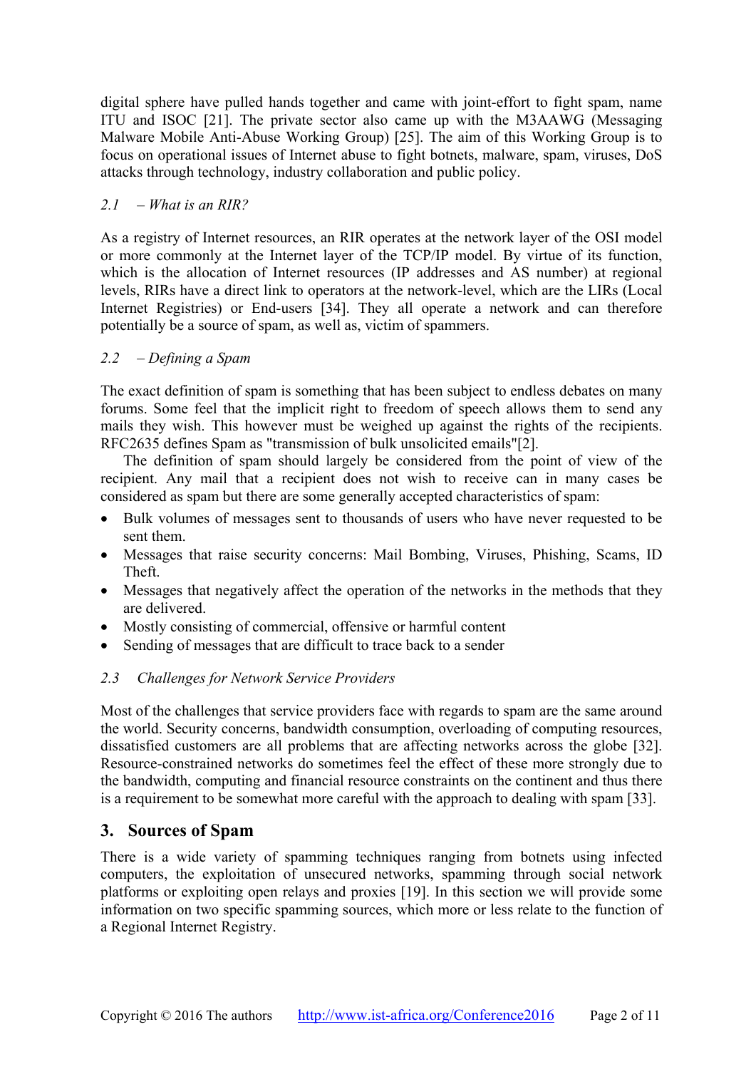digital sphere have pulled hands together and came with joint-effort to fight spam, name ITU and ISOC [21]. The private sector also came up with the M3AAWG (Messaging Malware Mobile Anti-Abuse Working Group) [25]. The aim of this Working Group is to focus on operational issues of Internet abuse to fight botnets, malware, spam, viruses, DoS attacks through technology, industry collaboration and public policy.

### *2.1 – What is an RIR?*

As a registry of Internet resources, an RIR operates at the network layer of the OSI model or more commonly at the Internet layer of the TCP/IP model. By virtue of its function, which is the allocation of Internet resources (IP addresses and AS number) at regional levels, RIRs have a direct link to operators at the network-level, which are the LIRs (Local Internet Registries) or End-users [34]. They all operate a network and can therefore potentially be a source of spam, as well as, victim of spammers.

### *2.2 – Defining a Spam*

The exact definition of spam is something that has been subject to endless debates on many forums. Some feel that the implicit right to freedom of speech allows them to send any mails they wish. This however must be weighed up against the rights of the recipients. RFC2635 defines Spam as "transmission of bulk unsolicited emails"[2].

The definition of spam should largely be considered from the point of view of the recipient. Any mail that a recipient does not wish to receive can in many cases be considered as spam but there are some generally accepted characteristics of spam:

- Bulk volumes of messages sent to thousands of users who have never requested to be sent them.
- Messages that raise security concerns: Mail Bombing, Viruses, Phishing, Scams, ID Theft.
- Messages that negatively affect the operation of the networks in the methods that they are delivered.
- Mostly consisting of commercial, offensive or harmful content
- Sending of messages that are difficult to trace back to a sender

### *2.3 Challenges for Network Service Providers*

Most of the challenges that service providers face with regards to spam are the same around the world. Security concerns, bandwidth consumption, overloading of computing resources, dissatisfied customers are all problems that are affecting networks across the globe [32]. Resource-constrained networks do sometimes feel the effect of these more strongly due to the bandwidth, computing and financial resource constraints on the continent and thus there is a requirement to be somewhat more careful with the approach to dealing with spam [33].

## 3. Sources of Spam

There is a wide variety of spamming techniques ranging from botnets using infected computers, the exploitation of unsecured networks, spamming through social network platforms or exploiting open relays and proxies [19]. In this section we will provide some information on two specific spamming sources, which more or less relate to the function of a Regional Internet Registry.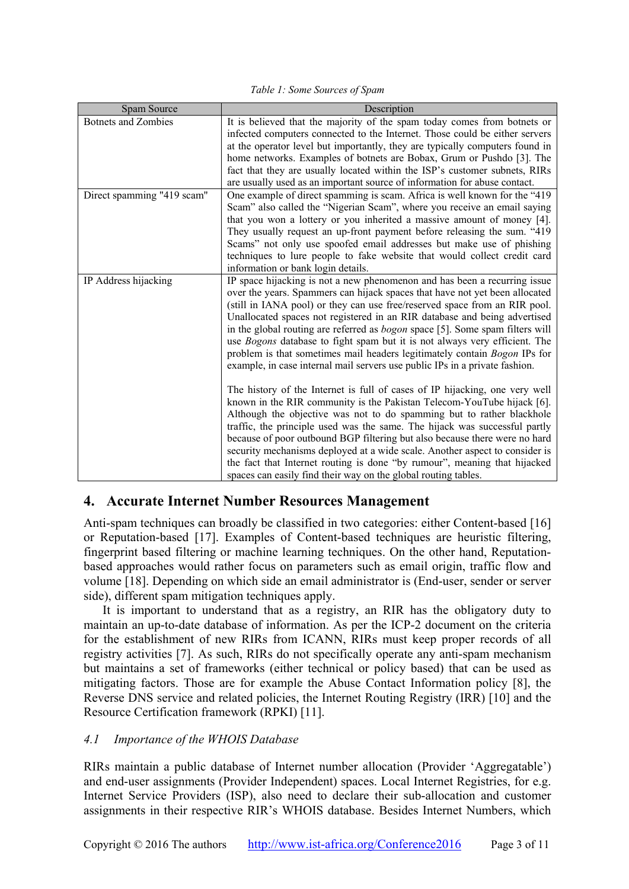*Table 1: Some Sources of Spam*

| Spam Source | Description |
| --- | --- |
| Botnets and Zombies | It is believed that the majority of the spam today comes from botnets or infected computers connected to the Internet. Those could be either servers at the operator level but importantly, they are typically computers found in home networks. Examples of botnets are Bobax, Grum or Pushdo [3]. The fact that they are usually located within the ISP's customer subnets, RIRs are usually used as an important source of information for abuse contact. |
| Direct spamming "419 scam" | One example of direct spamming is scam. Africa is well known for the "419 Scam" also called the "Nigerian Scam", where you receive an email saying that you won a lottery or you inherited a massive amount of money [4]. They usually request an up-front payment before releasing the sum. "419 Scams" not only use spoofed email addresses but make use of phishing techniques to lure people to fake website that would collect credit card information or bank login details. |
| IP Address hijacking | IP space hijacking is not a new phenomenon and has been a recurring issue over the years. Spammers can hijack spaces that have not yet been allocated (still in IANA pool) or they can use free/reserved space from an RIR pool. Unallocated spaces not registered in an RIR database and being advertised in the global routing are referred as *bogon* space [5]. Some spam filters will use *Bogons* database to fight spam but it is not always very efficient. The problem is that sometimes mail headers legitimately contain *Bogon* IPs for example, in case internal mail servers use public IPs in a private fashion.<br><br>The history of the Internet is full of cases of IP hijacking, one very well known in the RIR community is the Pakistan Telecom-YouTube hijack [6]. Although the objective was not to do spamming but to rather blackhole traffic, the principle used was the same. The hijack was successful partly because of poor outbound BGP filtering but also because there were no hard security mechanisms deployed at a wide scale. Another aspect to consider is the fact that Internet routing is done "by rumour", meaning that hijacked spaces can easily find their way on the global routing tables. |

## 4. Accurate Internet Number Resources Management

Anti-spam techniques can broadly be classified in two categories: either Content-based [16] or Reputation-based [17]. Examples of Content-based techniques are heuristic filtering, fingerprint based filtering or machine learning techniques. On the other hand, Reputation-based approaches would rather focus on parameters such as email origin, traffic flow and volume [18]. Depending on which side an email administrator is (End-user, sender or server side), different spam mitigation techniques apply.

It is important to understand that as a registry, an RIR has the obligatory duty to maintain an up-to-date database of information. As per the ICP-2 document on the criteria for the establishment of new RIRs from ICANN, RIRs must keep proper records of all registry activities [7]. As such, RIRs do not specifically operate any anti-spam mechanism but maintains a set of frameworks (either technical or policy based) that can be used as mitigating factors. Those are for example the Abuse Contact Information policy [8], the Reverse DNS service and related policies, the Internet Routing Registry (IRR) [10] and the Resource Certification framework (RPKI) [11].

### *4.1 Importance of the WHOIS Database*

RIRs maintain a public database of Internet number allocation (Provider 'Aggregatable') and end-user assignments (Provider Independent) spaces. Local Internet Registries, for e.g. Internet Service Providers (ISP), also need to declare their sub-allocation and customer assignments in their respective RIR's WHOIS database. Besides Internet Numbers, which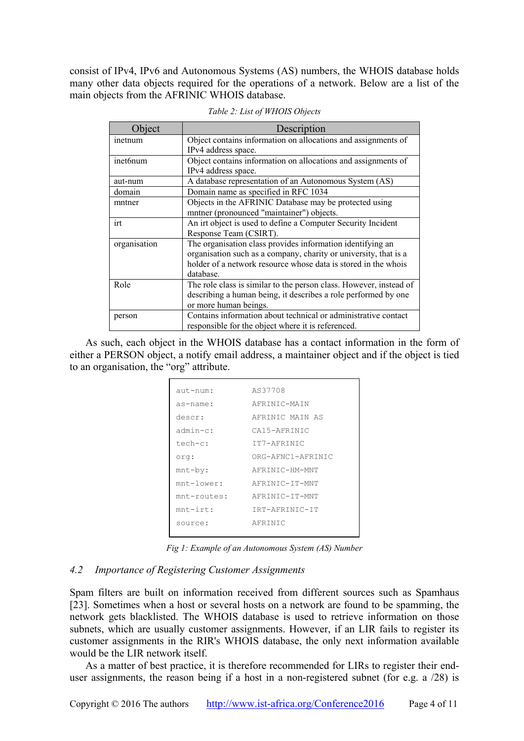consist of IPv4, IPv6 and Autonomous Systems (AS) numbers, the WHOIS database holds many other data objects required for the operations of a network. Below are a list of the main objects from the AFRINIC WHOIS database.

*Table 2: List of WHOIS Objects*

| Object | Description |
|---|---|
| inetnum | Object contains information on allocations and assignments of IPv4 address space. |
| inet6num | Object contains information on allocations and assignments of IPv4 address space. |
| aut-num | A database representation of an Autonomous System (AS) |
| domain | Domain name as specified in RFC 1034 |
| mntner | Objects in the AFRINIC Database may be protected using mntner (pronounced "maintainer") objects. |
| irt | An irt object is used to define a Computer Security Incident Response Team (CSIRT). |
| organisation | The organisation class provides information identifying an organisation such as a company, charity or university, that is a holder of a network resource whose data is stored in the whois database. |
| Role | The role class is similar to the person class. However, instead of describing a human being, it describes a role performed by one or more human beings. |
| person | Contains information about technical or administrative contact responsible for the object where it is referenced. |

As such, each object in the WHOIS database has a contact information in the form of either a PERSON object, a notify email address, a maintainer object and if the object is tied to an organisation, the "org" attribute.

```
aut-num:        AS37708
as-name:        AFRINIC-MAIN
descr:          AFRINIC MAIN AS
admin-c:        CA15-AFRINIC
tech-c:         IT7-AFRINIC
org:            ORG-AFNC1-AFRINIC
mnt-by:         AFRINIC-HM-MNT
mnt-lower:      AFRINIC-IT-MNT
mnt-routes:     AFRINIC-IT-MNT
mnt-irt:        IRT-AFRINIC-IT
source:         AFRINIC
```

*Fig 1: Example of an Autonomous System (AS) Number*

### *4.2 Importance of Registering Customer Assignments*

Spam filters are built on information received from different sources such as Spamhaus [23]. Sometimes when a host or several hosts on a network are found to be spamming, the network gets blacklisted. The WHOIS database is used to retrieve information on those subnets, which are usually customer assignments. However, if an LIR fails to register its customer assignments in the RIR's WHOIS database, the only next information available would be the LIR network itself.

As a matter of best practice, it is therefore recommended for LIRs to register their end-user assignments, the reason being if a host in a non-registered subnet (for e.g. a /28) is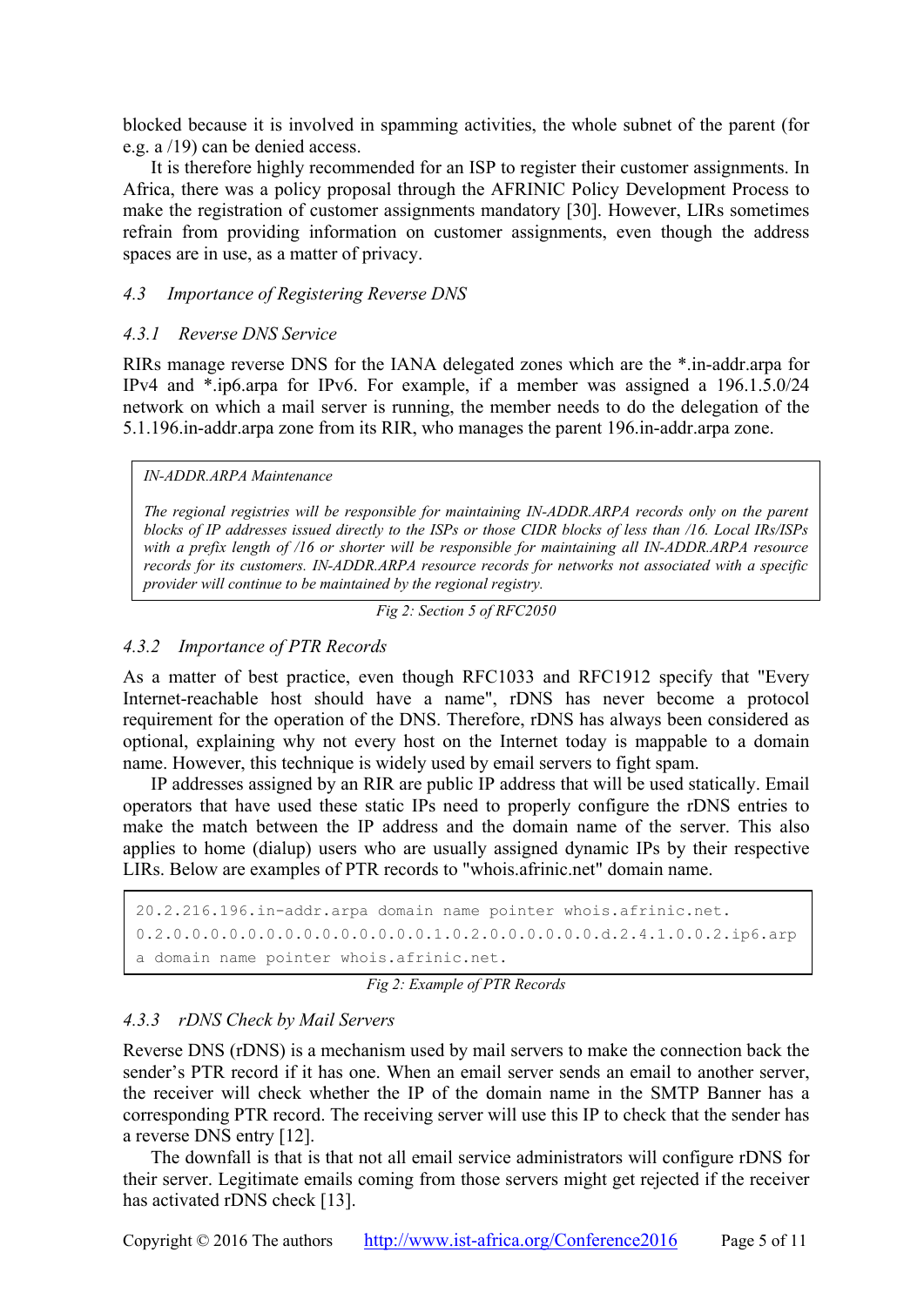blocked because it is involved in spamming activities, the whole subnet of the parent (for e.g. a /19) can be denied access.

It is therefore highly recommended for an ISP to register their customer assignments. In Africa, there was a policy proposal through the AFRINIC Policy Development Process to make the registration of customer assignments mandatory [30]. However, LIRs sometimes refrain from providing information on customer assignments, even though the address spaces are in use, as a matter of privacy.

### *4.3 Importance of Registering Reverse DNS*

#### *4.3.1 Reverse DNS Service*

RIRs manage reverse DNS for the IANA delegated zones which are the *.in-addr.arpa for IPv4 and *.ip6.arpa for IPv6. For example, if a member was assigned a 196.1.5.0/24 network on which a mail server is running, the member needs to do the delegation of the 5.1.196.in-addr.arpa zone from its RIR, who manages the parent 196.in-addr.arpa zone.

> *IN-ADDR.ARPA Maintenance*
>
> *The regional registries will be responsible for maintaining IN-ADDR.ARPA records only on the parent blocks of IP addresses issued directly to the ISPs or those CIDR blocks of less than /16. Local IRs/ISPs with a prefix length of /16 or shorter will be responsible for maintaining all IN-ADDR.ARPA resource records for its customers. IN-ADDR.ARPA resource records for networks not associated with a specific provider will continue to be maintained by the regional registry.*

*Fig 2: Section 5 of RFC2050*

#### *4.3.2 Importance of PTR Records*

As a matter of best practice, even though RFC1033 and RFC1912 specify that "Every Internet-reachable host should have a name", rDNS has never become a protocol requirement for the operation of the DNS. Therefore, rDNS has always been considered as optional, explaining why not every host on the Internet today is mappable to a domain name. However, this technique is widely used by email servers to fight spam.

IP addresses assigned by an RIR are public IP address that will be used statically. Email operators that have used these static IPs need to properly configure the rDNS entries to make the match between the IP address and the domain name of the server. This also applies to home (dialup) users who are usually assigned dynamic IPs by their respective LIRs. Below are examples of PTR records to "whois.afrinic.net" domain name.

```
20.2.216.196.in-addr.arpa domain name pointer whois.afrinic.net.
0.2.0.0.0.0.0.0.0.0.0.0.0.0.0.0.1.0.2.0.0.0.0.0.0.d.2.4.1.0.0.2.ip6.arp
a domain name pointer whois.afrinic.net.
```

*Fig 2: Example of PTR Records*

#### *4.3.3 rDNS Check by Mail Servers*

Reverse DNS (rDNS) is a mechanism used by mail servers to make the connection back the sender's PTR record if it has one. When an email server sends an email to another server, the receiver will check whether the IP of the domain name in the SMTP Banner has a corresponding PTR record. The receiving server will use this IP to check that the sender has a reverse DNS entry [12].

The downfall is that is that not all email service administrators will configure rDNS for their server. Legitimate emails coming from those servers might get rejected if the receiver has activated rDNS check [13].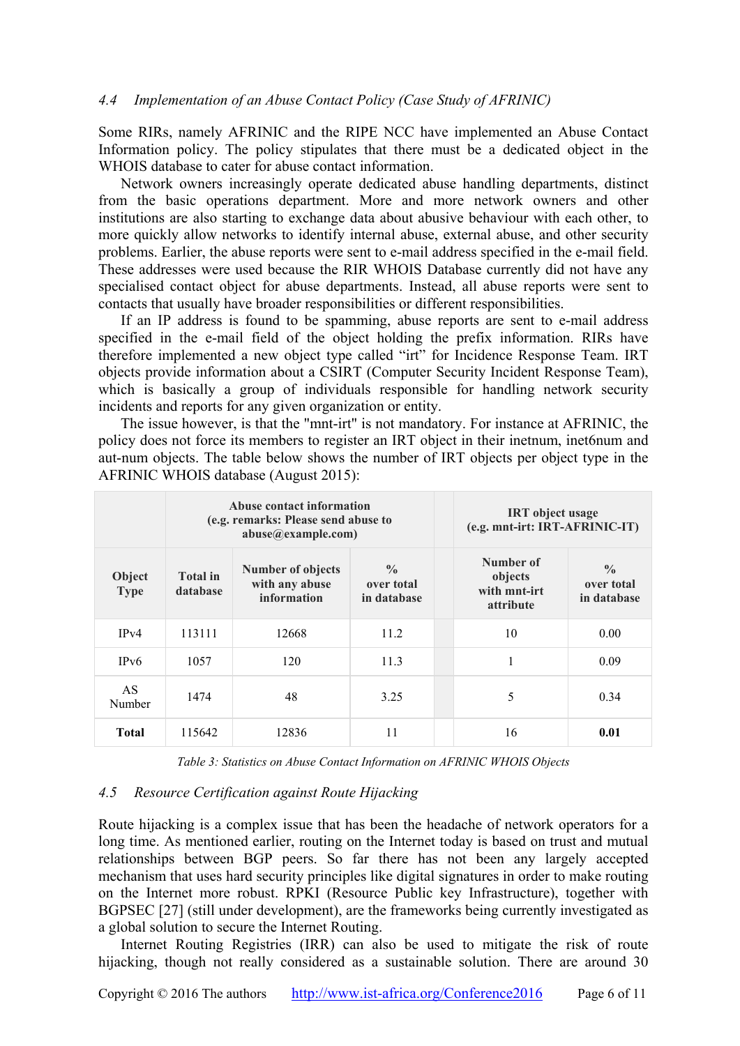### 4.4 *Implementation of an Abuse Contact Policy (Case Study of AFRINIC)*

Some RIRs, namely AFRINIC and the RIPE NCC have implemented an Abuse Contact Information policy. The policy stipulates that there must be a dedicated object in the WHOIS database to cater for abuse contact information.

Network owners increasingly operate dedicated abuse handling departments, distinct from the basic operations department. More and more network owners and other institutions are also starting to exchange data about abusive behaviour with each other, to more quickly allow networks to identify internal abuse, external abuse, and other security problems. Earlier, the abuse reports were sent to e-mail address specified in the e-mail field. These addresses were used because the RIR WHOIS Database currently did not have any specialised contact object for abuse departments. Instead, all abuse reports were sent to contacts that usually have broader responsibilities or different responsibilities.

If an IP address is found to be spamming, abuse reports are sent to e-mail address specified in the e-mail field of the object holding the prefix information. RIRs have therefore implemented a new object type called "irt" for Incidence Response Team. IRT objects provide information about a CSIRT (Computer Security Incident Response Team), which is basically a group of individuals responsible for handling network security incidents and reports for any given organization or entity.

The issue however, is that the "mnt-irt" is not mandatory. For instance at AFRINIC, the policy does not force its members to register an IRT object in their inetnum, inet6num and aut-num objects. The table below shows the number of IRT objects per object type in the AFRINIC WHOIS database (August 2015):

| | Abuse contact information (e.g. remarks: Please send abuse to abuse@example.com) | | | | IRT object usage (e.g. mnt-irt: IRT-AFRINIC-IT) | |
|---|---|---|---|---|---|---|
| **Object Type** | **Total in database** | **Number of objects with any abuse information** | **% over total in database** | | **Number of objects with mnt-irt attribute** | **% over total in database** |
| IPv4 | 113111 | 12668 | 11.2 | | 10 | 0.00 |
| IPv6 | 1057 | 120 | 11.3 | | 1 | 0.09 |
| AS Number | 1474 | 48 | 3.25 | | 5 | 0.34 |
| **Total** | 115642 | 12836 | 11 | | 16 | **0.01** |

*Table 3: Statistics on Abuse Contact Information on AFRINIC WHOIS Objects*

### 4.5 *Resource Certification against Route Hijacking*

Route hijacking is a complex issue that has been the headache of network operators for a long time. As mentioned earlier, routing on the Internet today is based on trust and mutual relationships between BGP peers. So far there has not been any largely accepted mechanism that uses hard security principles like digital signatures in order to make routing on the Internet more robust. RPKI (Resource Public key Infrastructure), together with BGPSEC [27] (still under development), are the frameworks being currently investigated as a global solution to secure the Internet Routing.

Internet Routing Registries (IRR) can also be used to mitigate the risk of route hijacking, though not really considered as a sustainable solution. There are around 30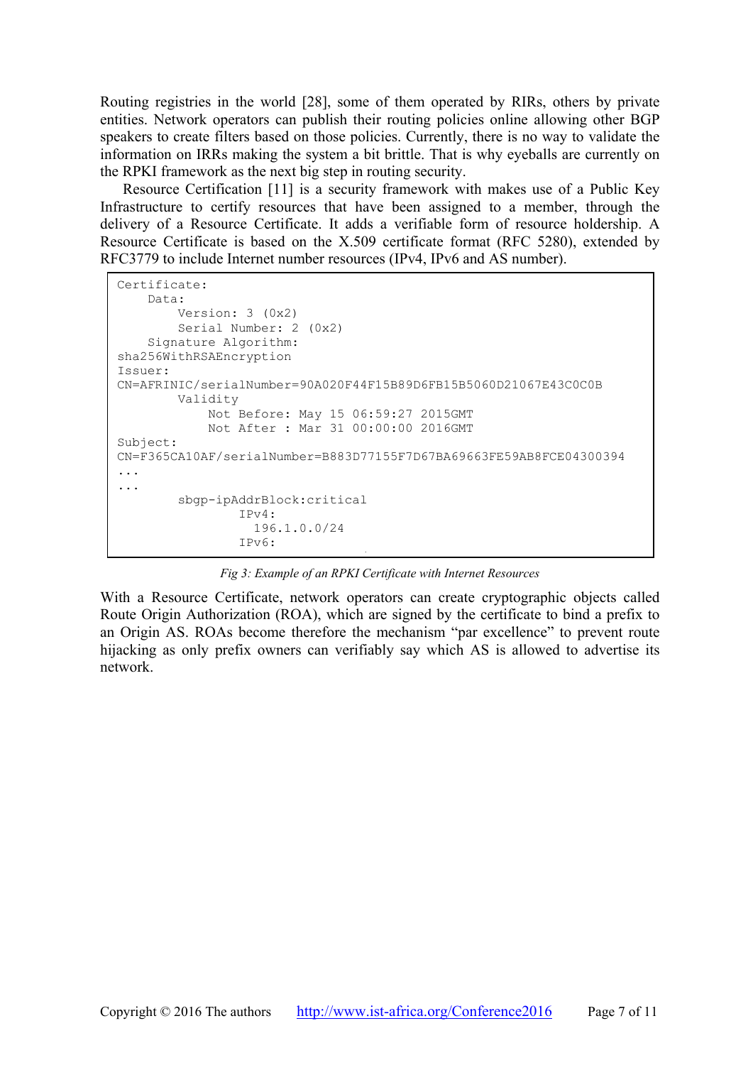Routing registries in the world [28], some of them operated by RIRs, others by private entities. Network operators can publish their routing policies online allowing other BGP speakers to create filters based on those policies. Currently, there is no way to validate the information on IRRs making the system a bit brittle. That is why eyeballs are currently on the RPKI framework as the next big step in routing security.

Resource Certification [11] is a security framework with makes use of a Public Key Infrastructure to certify resources that have been assigned to a member, through the delivery of a Resource Certificate. It adds a verifiable form of resource holdership. A Resource Certificate is based on the X.509 certificate format (RFC 5280), extended by RFC3779 to include Internet number resources (IPv4, IPv6 and AS number).

```
Certificate:
    Data:
        Version: 3 (0x2)
        Serial Number: 2 (0x2)
    Signature Algorithm:
sha256WithRSAEncryption
Issuer:
CN=AFRINIC/serialNumber=90A020F44F15B89D6FB15B5060D21067E43C0C0B
        Validity
            Not Before: May 15 06:59:27 2015GMT
            Not After : Mar 31 00:00:00 2016GMT
Subject:
CN=F365CA10AF/serialNumber=B883D77155F7D67BA69663FE59AB8FCE04300394
...
...
        sbgp-ipAddrBlock:critical
                IPv4:
                  196.1.0.0/24
                IPv6:
```

*Fig 3: Example of an RPKI Certificate with Internet Resources*

With a Resource Certificate, network operators can create cryptographic objects called Route Origin Authorization (ROA), which are signed by the certificate to bind a prefix to an Origin AS. ROAs become therefore the mechanism "par excellence" to prevent route hijacking as only prefix owners can verifiably say which AS is allowed to advertise its network.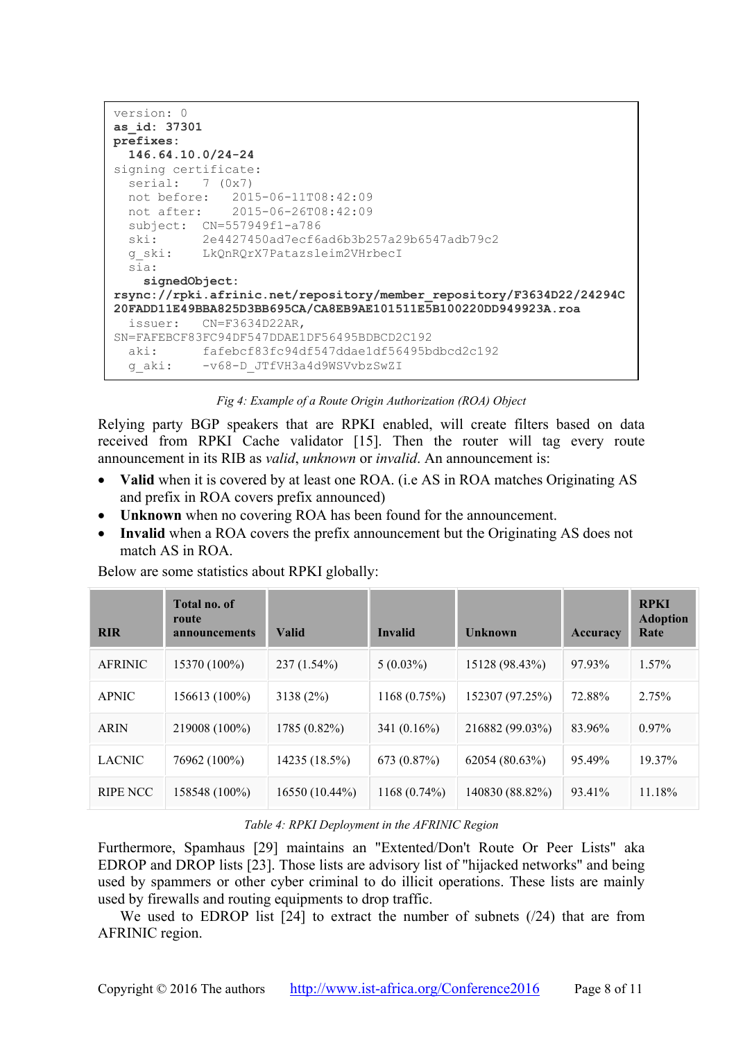```
version: 0
as_id: 37301
prefixes:
  146.64.10.0/24-24
signing certificate:
  serial:   7 (0x7)
  not before:   2015-06-11T08:42:09
  not after:    2015-06-26T08:42:09
  subject:  CN=557949f1-a786
  ski:      2e4427450ad7ecf6ad6b3b257a29b6547adb79c2
  g_ski:    LkQnRQrX7Patazsleim2VHrbecI
  sia:
    signedObject:
rsync://rpki.afrinic.net/repository/member_repository/F3634D22/24294C
20FADD11E49BBA825D3BB695CA/CA8EB9AE101511E5B100220DD949923A.roa
  issuer:   CN=F3634D22AR,
SN=FAFEBCF83FC94DF547DDAE1DF56495BDBCD2C192
  aki:      fafebcf83fc94df547ddae1df56495bdbcd2c192
  g_aki:    -v68-D_JTfVH3a4d9WSVvbzSwZI
```

*Fig 4: Example of a Route Origin Authorization (ROA) Object*

Relying party BGP speakers that are RPKI enabled, will create filters based on data received from RPKI Cache validator [15]. Then the router will tag every route announcement in its RIB as *valid*, *unknown* or *invalid*. An announcement is:

- **Valid** when it is covered by at least one ROA. (i.e AS in ROA matches Originating AS and prefix in ROA covers prefix announced)
- **Unknown** when no covering ROA has been found for the announcement.
- **Invalid** when a ROA covers the prefix announcement but the Originating AS does not match AS in ROA.

Below are some statistics about RPKI globally:

| RIR | Total no. of route announcements | Valid | Invalid | Unknown | Accuracy | RPKI Adoption Rate |
|---|---|---|---|---|---|---|
| AFRINIC | 15370 (100%) | 237 (1.54%) | 5 (0.03%) | 15128 (98.43%) | 97.93% | 1.57% |
| APNIC | 156613 (100%) | 3138 (2%) | 1168 (0.75%) | 152307 (97.25%) | 72.88% | 2.75% |
| ARIN | 219008 (100%) | 1785 (0.82%) | 341 (0.16%) | 216882 (99.03%) | 83.96% | 0.97% |
| LACNIC | 76962 (100%) | 14235 (18.5%) | 673 (0.87%) | 62054 (80.63%) | 95.49% | 19.37% |
| RIPE NCC | 158548 (100%) | 16550 (10.44%) | 1168 (0.74%) | 140830 (88.82%) | 93.41% | 11.18% |

*Table 4: RPKI Deployment in the AFRINIC Region*

Furthermore, Spamhaus [29] maintains an "Extented/Don't Route Or Peer Lists" aka EDROP and DROP lists [23]. Those lists are advisory list of "hijacked networks" and being used by spammers or other cyber criminal to do illicit operations. These lists are mainly used by firewalls and routing equipments to drop traffic.

We used to EDROP list [24] to extract the number of subnets (/24) that are from AFRINIC region.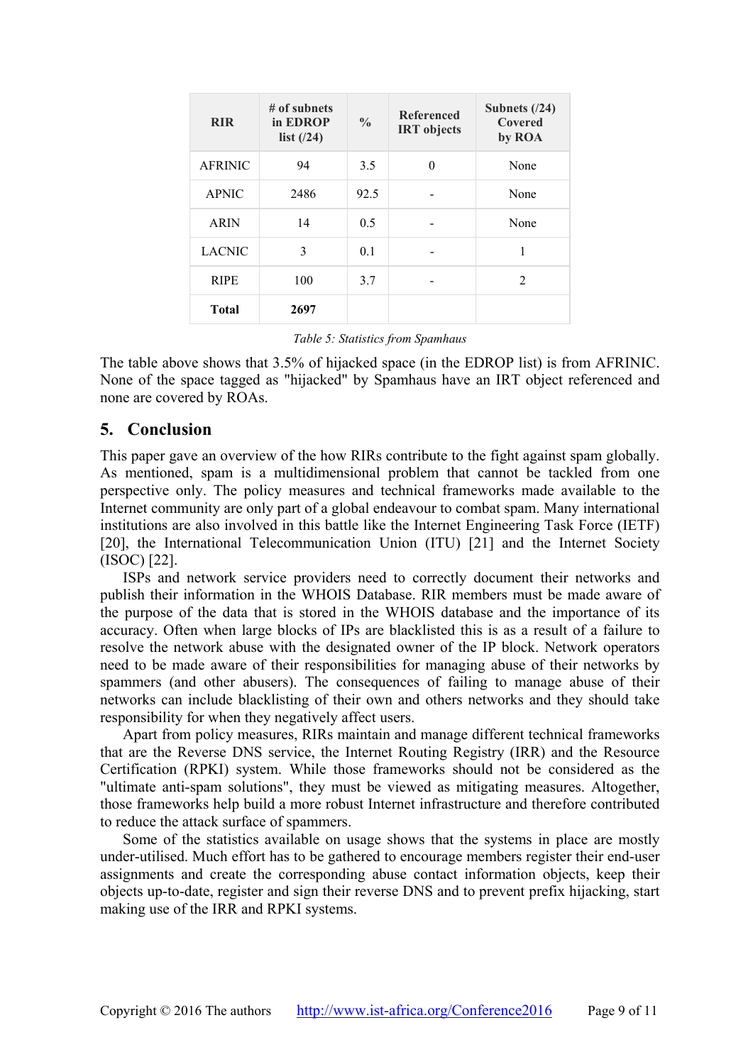| RIR | # of subnets in EDROP list (/24) | % | Referenced IRT objects | Subnets (/24) Covered by ROA |
|---|---|---|---|---|
| AFRINIC | 94 | 3.5 | 0 | None |
| APNIC | 2486 | 92.5 | - | None |
| ARIN | 14 | 0.5 | - | None |
| LACNIC | 3 | 0.1 | - | 1 |
| RIPE | 100 | 3.7 | - | 2 |
| **Total** | **2697** | | | |

*Table 5: Statistics from Spamhaus*

The table above shows that 3.5% of hijacked space (in the EDROP list) is from AFRINIC. None of the space tagged as "hijacked" by Spamhaus have an IRT object referenced and none are covered by ROAs.

## 5. Conclusion

This paper gave an overview of the how RIRs contribute to the fight against spam globally. As mentioned, spam is a multidimensional problem that cannot be tackled from one perspective only. The policy measures and technical frameworks made available to the Internet community are only part of a global endeavour to combat spam. Many international institutions are also involved in this battle like the Internet Engineering Task Force (IETF) [20], the International Telecommunication Union (ITU) [21] and the Internet Society (ISOC) [22].

ISPs and network service providers need to correctly document their networks and publish their information in the WHOIS Database. RIR members must be made aware of the purpose of the data that is stored in the WHOIS database and the importance of its accuracy. Often when large blocks of IPs are blacklisted this is as a result of a failure to resolve the network abuse with the designated owner of the IP block. Network operators need to be made aware of their responsibilities for managing abuse of their networks by spammers (and other abusers). The consequences of failing to manage abuse of their networks can include blacklisting of their own and others networks and they should take responsibility for when they negatively affect users.

Apart from policy measures, RIRs maintain and manage different technical frameworks that are the Reverse DNS service, the Internet Routing Registry (IRR) and the Resource Certification (RPKI) system. While those frameworks should not be considered as the "ultimate anti-spam solutions", they must be viewed as mitigating measures. Altogether, those frameworks help build a more robust Internet infrastructure and therefore contributed to reduce the attack surface of spammers.

Some of the statistics available on usage shows that the systems in place are mostly under-utilised. Much effort has to be gathered to encourage members register their end-user assignments and create the corresponding abuse contact information objects, keep their objects up-to-date, register and sign their reverse DNS and to prevent prefix hijacking, start making use of the IRR and RPKI systems.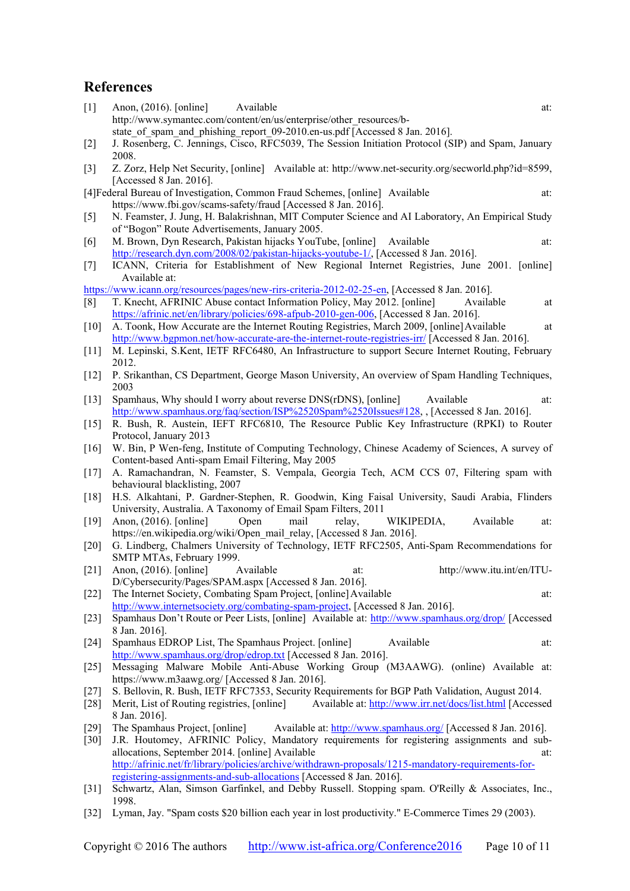## References

[1] Anon, (2016). [online] Available at: http://www.symantec.com/content/en/us/enterprise/other_resources/b-state_of_spam_and_phishing_report_09-2010.en-us.pdf [Accessed 8 Jan. 2016].

[2] J. Rosenberg, C. Jennings, Cisco, RFC5039, The Session Initiation Protocol (SIP) and Spam, January 2008.

[3] Z. Zorz, Help Net Security, [online] Available at: http://www.net-security.org/secworld.php?id=8599, [Accessed 8 Jan. 2016].

[4] Federal Bureau of Investigation, Common Fraud Schemes, [online] Available at: https://www.fbi.gov/scams-safety/fraud [Accessed 8 Jan. 2016].

[5] N. Feamster, J. Jung, H. Balakrishnan, MIT Computer Science and AI Laboratory, An Empirical Study of "Bogon" Route Advertisements, January 2005.

[6] M. Brown, Dyn Research, Pakistan hijacks YouTube, [online] Available at: http://research.dyn.com/2008/02/pakistan-hijacks-youtube-1/, [Accessed 8 Jan. 2016].

[7] ICANN, Criteria for Establishment of New Regional Internet Registries, June 2001. [online] Available at: https://www.icann.org/resources/pages/new-rirs-criteria-2012-02-25-en, [Accessed 8 Jan. 2016].

[8] T. Knecht, AFRINIC Abuse contact Information Policy, May 2012. [online] Available at https://afrinic.net/en/library/policies/698-afpub-2010-gen-006, [Accessed 8 Jan. 2016].

[10] A. Toonk, How Accurate are the Internet Routing Registries, March 2009, [online] Available at http://www.bgpmon.net/how-accurate-are-the-internet-route-registries-irr/ [Accessed 8 Jan. 2016].

[11] M. Lepinski, S.Kent, IETF RFC6480, An Infrastructure to support Secure Internet Routing, February 2012.

[12] P. Srikanthan, CS Department, George Mason University, An overview of Spam Handling Techniques, 2003

[13] Spamhaus, Why should I worry about reverse DNS(rDNS), [online] Available at: http://www.spamhaus.org/faq/section/ISP%2520Spam%2520Issues#128, , [Accessed 8 Jan. 2016].

[15] R. Bush, R. Austein, IEFT RFC6810, The Resource Public Key Infrastructure (RPKI) to Router Protocol, January 2013

[16] W. Bin, P Wen-feng, Institute of Computing Technology, Chinese Academy of Sciences, A survey of Content-based Anti-spam Email Filtering, May 2005

[17] A. Ramachandran, N. Feamster, S. Vempala, Georgia Tech, ACM CCS 07, Filtering spam with behavioural blacklisting, 2007

[18] H.S. Alkahtani, P. Gardner-Stephen, R. Goodwin, King Faisal University, Saudi Arabia, Flinders University, Australia. A Taxonomy of Email Spam Filters, 2011

[19] Anon, (2016). [online] Open mail relay, WIKIPEDIA, Available at: https://en.wikipedia.org/wiki/Open_mail_relay, [Accessed 8 Jan. 2016].

[20] G. Lindberg, Chalmers University of Technology, IETF RFC2505, Anti-Spam Recommendations for SMTP MTAs, February 1999.

[21] Anon, (2016). [online] Available at: http://www.itu.int/en/ITU-D/Cybersecurity/Pages/SPAM.aspx [Accessed 8 Jan. 2016].

[22] The Internet Society, Combating Spam Project, [online] Available at: http://www.internetsociety.org/combating-spam-project, [Accessed 8 Jan. 2016].

[23] Spamhaus Don't Route or Peer Lists, [online] Available at: http://www.spamhaus.org/drop/ [Accessed 8 Jan. 2016].

[24] Spamhaus EDROP List, The Spamhaus Project. [online] Available at: http://www.spamhaus.org/drop/edrop.txt [Accessed 8 Jan. 2016].

[25] Messaging Malware Mobile Anti-Abuse Working Group (M3AAWG). (online) Available at: https://www.m3aawg.org/ [Accessed 8 Jan. 2016].

[27] S. Bellovin, R. Bush, IETF RFC7353, Security Requirements for BGP Path Validation, August 2014.

[28] Merit, List of Routing registries, [online] Available at: http://www.irr.net/docs/list.html [Accessed 8 Jan. 2016].

[29] The Spamhaus Project, [online] Available at: http://www.spamhaus.org/ [Accessed 8 Jan. 2016].

[30] J.R. Houtomey, AFRINIC Policy, Mandatory requirements for registering assignments and sub-allocations, September 2014. [online] Available at: http://afrinic.net/fr/library/policies/archive/withdrawn-proposals/1215-mandatory-requirements-for-registering-assignments-and-sub-allocations [Accessed 8 Jan. 2016].

[31] Schwartz, Alan, Simson Garfinkel, and Debby Russell. Stopping spam. O'Reilly & Associates, Inc., 1998.

[32] Lyman, Jay. "Spam costs $20 billion each year in lost productivity." E-Commerce Times 29 (2003).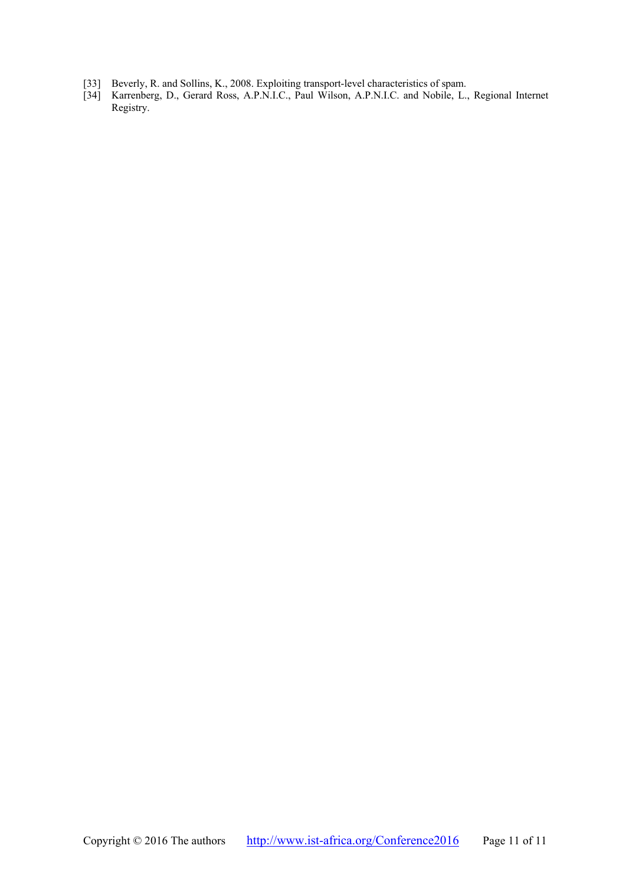[33] Beverly, R. and Sollins, K., 2008. Exploiting transport-level characteristics of spam.

[34] Karrenberg, D., Gerard Ross, A.P.N.I.C., Paul Wilson, A.P.N.I.C. and Nobile, L., Regional Internet Registry.